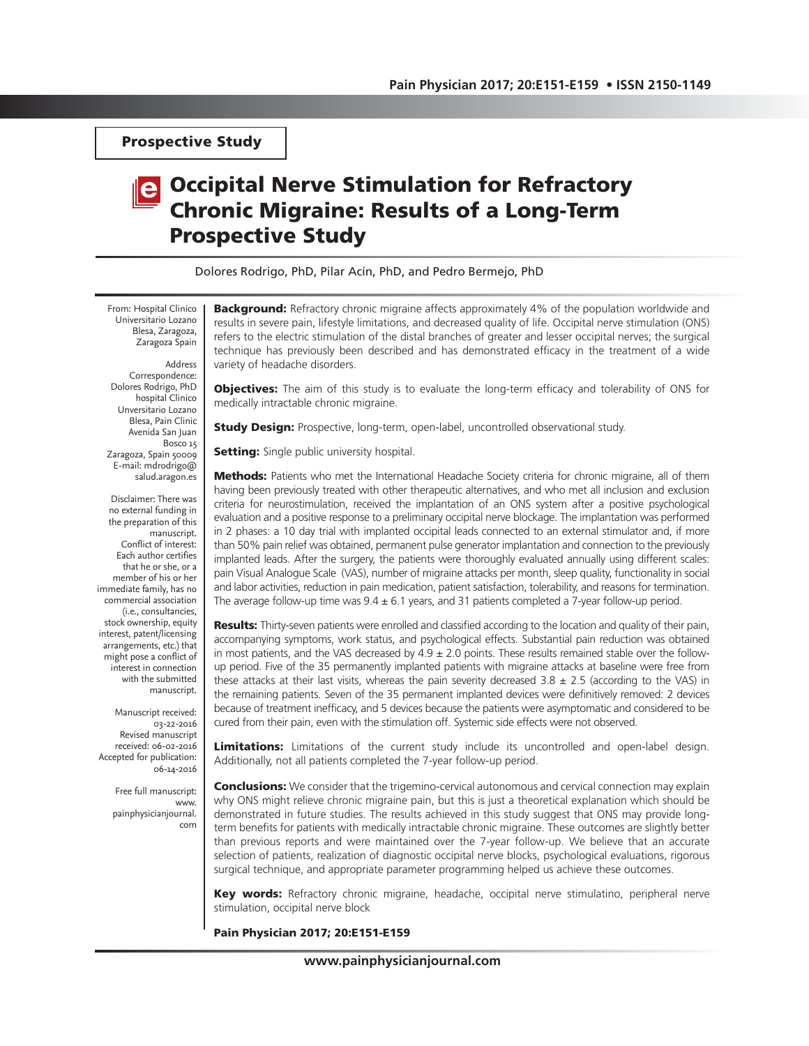**Prospective Study**

# Occipital Nerve Stimulation for Refractory Chronic Migraine: Results of a Long-Term Prospective Study

Dolores Rodrigo, PhD, Pilar Acín, PhD, and Pedro Bermejo, PhD

From: Hospital Clinico Universitario Lozano Blesa, Zaragoza, Zaragoza Spain

Address Correspondence: Dolores Rodrigo, PhD hospital Clinico Unversitario Lozano Blesa, Pain Clinic Avenida San Juan Bosco 15 Zaragoza, Spain 50009 E-mail: mdrodrigo@salud.aragon.es

Disclaimer: There was no external funding in the preparation of this manuscript. Conflict of interest: Each author certifies that he or she, or a member of his or her immediate family, has no commercial association (i.e., consultancies, stock ownership, equity interest, patent/licensing arrangements, etc.) that might pose a conflict of interest in connection with the submitted manuscript.

Manuscript received: 03-22-2016 Revised manuscript received: 06-02-2016 Accepted for publication: 06-14-2016

Free full manuscript: www.painphysicianjournal.com

**Background:** Refractory chronic migraine affects approximately 4% of the population worldwide and results in severe pain, lifestyle limitations, and decreased quality of life. Occipital nerve stimulation (ONS) refers to the electric stimulation of the distal branches of greater and lesser occipital nerves; the surgical technique has previously been described and has demonstrated efficacy in the treatment of a wide variety of headache disorders.

**Objectives:** The aim of this study is to evaluate the long-term efficacy and tolerability of ONS for medically intractable chronic migraine.

**Study Design:** Prospective, long-term, open-label, uncontrolled observational study.

**Setting:** Single public university hospital.

**Methods:** Patients who met the International Headache Society criteria for chronic migraine, all of them having been previously treated with other therapeutic alternatives, and who met all inclusion and exclusion criteria for neurostimulation, received the implantation of an ONS system after a positive psychological evaluation and a positive response to a preliminary occipital nerve blockage. The implantation was performed in 2 phases: a 10 day trial with implanted occipital leads connected to an external stimulator and, if more than 50% pain relief was obtained, permanent pulse generator implantation and connection to the previously implanted leads. After the surgery, the patients were thoroughly evaluated annually using different scales: pain Visual Analogue Scale (VAS), number of migraine attacks per month, sleep quality, functionality in social and labor activities, reduction in pain medication, patient satisfaction, tolerability, and reasons for termination. The average follow-up time was 9.4 ± 6.1 years, and 31 patients completed a 7-year follow-up period.

**Results:** Thirty-seven patients were enrolled and classified according to the location and quality of their pain, accompanying symptoms, work status, and psychological effects. Substantial pain reduction was obtained in most patients, and the VAS decreased by 4.9 ± 2.0 points. These results remained stable over the follow-up period. Five of the 35 permanently implanted patients with migraine attacks at baseline were free from these attacks at their last visits, whereas the pain severity decreased 3.8 ± 2.5 (according to the VAS) in the remaining patients. Seven of the 35 permanent implanted devices were definitively removed: 2 devices because of treatment inefficacy, and 5 devices because the patients were asymptomatic and considered to be cured from their pain, even with the stimulation off. Systemic side effects were not observed.

**Limitations:** Limitations of the current study include its uncontrolled and open-label design. Additionally, not all patients completed the 7-year follow-up period.

**Conclusions:** We consider that the trigemino-cervical autonomous and cervical connection may explain why ONS might relieve chronic migraine pain, but this is just a theoretical explanation which should be demonstrated in future studies. The results achieved in this study suggest that ONS may provide long-term benefits for patients with medically intractable chronic migraine. These outcomes are slightly better than previous reports and were maintained over the 7-year follow-up. We believe that an accurate selection of patients, realization of diagnostic occipital nerve blocks, psychological evaluations, rigorous surgical technique, and appropriate parameter programming helped us achieve these outcomes.

**Key words:** Refractory chronic migraine, headache, occipital nerve stimulatino, peripheral nerve stimulation, occipital nerve block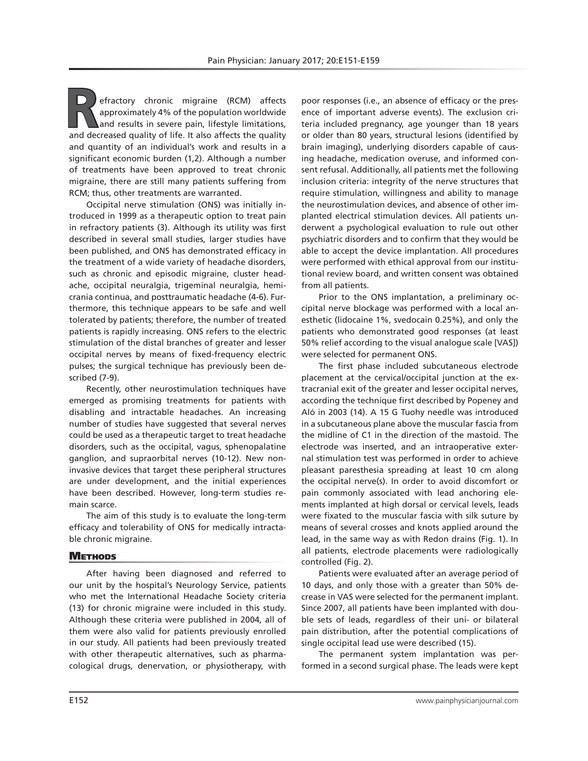Refractory chronic migraine (RCM) affects approximately 4% of the population worldwide and results in severe pain, lifestyle limitations, and decreased quality of life. It also affects the quality and quantity of an individual's work and results in a significant economic burden (1,2). Although a number of treatments have been approved to treat chronic migraine, there are still many patients suffering from RCM; thus, other treatments are warranted.

Occipital nerve stimulation (ONS) was initially introduced in 1999 as a therapeutic option to treat pain in refractory patients (3). Although its utility was first described in several small studies, larger studies have been published, and ONS has demonstrated efficacy in the treatment of a wide variety of headache disorders, such as chronic and episodic migraine, cluster headache, occipital neuralgia, trigeminal neuralgia, hemicrania continua, and posttraumatic headache (4-6). Furthermore, this technique appears to be safe and well tolerated by patients; therefore, the number of treated patients is rapidly increasing. ONS refers to the electric stimulation of the distal branches of greater and lesser occipital nerves by means of fixed-frequency electric pulses; the surgical technique has previously been described (7-9).

Recently, other neurostimulation techniques have emerged as promising treatments for patients with disabling and intractable headaches. An increasing number of studies have suggested that several nerves could be used as a therapeutic target to treat headache disorders, such as the occipital, vagus, sphenopalatine ganglion, and supraorbital nerves (10-12). New noninvasive devices that target these peripheral structures are under development, and the initial experiences have been described. However, long-term studies remain scarce.

The aim of this study is to evaluate the long-term efficacy and tolerability of ONS for medically intractable chronic migraine.

## Methods

After having been diagnosed and referred to our unit by the hospital's Neurology Service, patients who met the International Headache Society criteria (13) for chronic migraine were included in this study. Although these criteria were published in 2004, all of them were also valid for patients previously enrolled in our study. All patients had been previously treated with other therapeutic alternatives, such as pharmacological drugs, denervation, or physiotherapy, with poor responses (i.e., an absence of efficacy or the presence of important adverse events). The exclusion criteria included pregnancy, age younger than 18 years or older than 80 years, structural lesions (identified by brain imaging), underlying disorders capable of causing headache, medication overuse, and informed consent refusal. Additionally, all patients met the following inclusion criteria: integrity of the nerve structures that require stimulation, willingness and ability to manage the neurostimulation devices, and absence of other implanted electrical stimulation devices. All patients underwent a psychological evaluation to rule out other psychiatric disorders and to confirm that they would be able to accept the device implantation. All procedures were performed with ethical approval from our institutional review board, and written consent was obtained from all patients.

Prior to the ONS implantation, a preliminary occipital nerve blockage was performed with a local anesthetic (lidocaine 1%, svedocain 0.25%), and only the patients who demonstrated good responses (at least 50% relief according to the visual analogue scale [VAS]) were selected for permanent ONS.

The first phase included subcutaneous electrode placement at the cervical/occipital junction at the extracranial exit of the greater and lesser occipital nerves, according the technique first described by Popeney and Aló in 2003 (14). A 15 G Tuohy needle was introduced in a subcutaneous plane above the muscular fascia from the midline of C1 in the direction of the mastoid. The electrode was inserted, and an intraoperative external stimulation test was performed in order to achieve pleasant paresthesia spreading at least 10 cm along the occipital nerve(s). In order to avoid discomfort or pain commonly associated with lead anchoring elements implanted at high dorsal or cervical levels, leads were fixated to the muscular fascia with silk suture by means of several crosses and knots applied around the lead, in the same way as with Redon drains (Fig. 1). In all patients, electrode placements were radiologically controlled (Fig. 2).

Patients were evaluated after an average period of 10 days, and only those with a greater than 50% decrease in VAS were selected for the permanent implant. Since 2007, all patients have been implanted with double sets of leads, regardless of their uni- or bilateral pain distribution, after the potential complications of single occipital lead use were described (15).

The permanent system implantation was performed in a second surgical phase. The leads were kept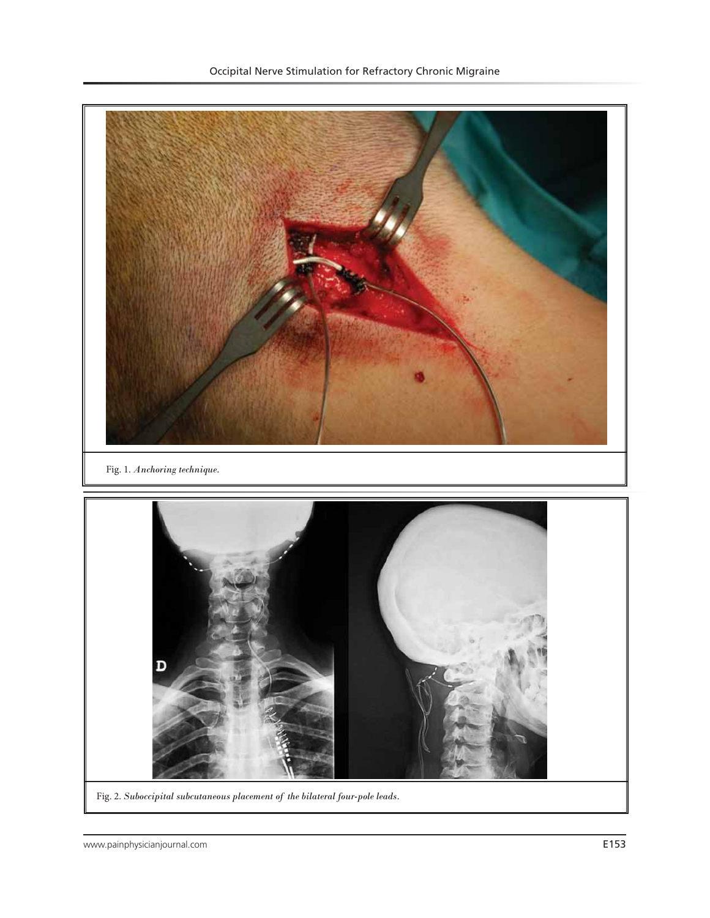Fig. 1. *Anchoring technique.*

Fig. 2. *Suboccipital subcutaneous placement of the bilateral four-pole leads.*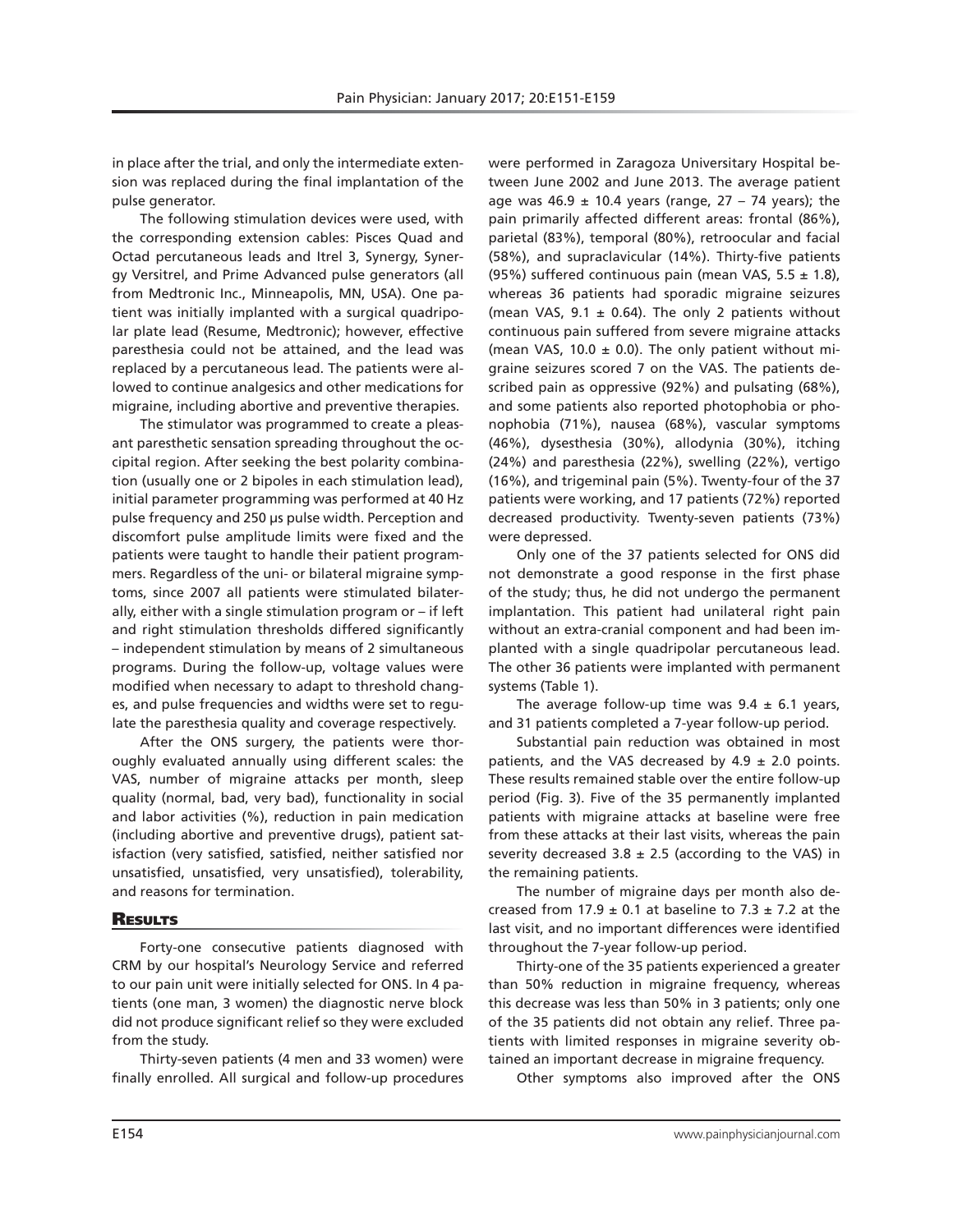in place after the trial, and only the intermediate extension was replaced during the final implantation of the pulse generator.

The following stimulation devices were used, with the corresponding extension cables: Pisces Quad and Octad percutaneous leads and Itrel 3, Synergy, Synergy Versitrel, and Prime Advanced pulse generators (all from Medtronic Inc., Minneapolis, MN, USA). One patient was initially implanted with a surgical quadripolar plate lead (Resume, Medtronic); however, effective paresthesia could not be attained, and the lead was replaced by a percutaneous lead. The patients were allowed to continue analgesics and other medications for migraine, including abortive and preventive therapies.

The stimulator was programmed to create a pleasant paresthetic sensation spreading throughout the occipital region. After seeking the best polarity combination (usually one or 2 bipoles in each stimulation lead), initial parameter programming was performed at 40 Hz pulse frequency and 250 µs pulse width. Perception and discomfort pulse amplitude limits were fixed and the patients were taught to handle their patient programmers. Regardless of the uni- or bilateral migraine symptoms, since 2007 all patients were stimulated bilaterally, either with a single stimulation program or – if left and right stimulation thresholds differed significantly – independent stimulation by means of 2 simultaneous programs. During the follow-up, voltage values were modified when necessary to adapt to threshold changes, and pulse frequencies and widths were set to regulate the paresthesia quality and coverage respectively.

After the ONS surgery, the patients were thoroughly evaluated annually using different scales: the VAS, number of migraine attacks per month, sleep quality (normal, bad, very bad), functionality in social and labor activities (%), reduction in pain medication (including abortive and preventive drugs), patient satisfaction (very satisfied, satisfied, neither satisfied nor unsatisfied, unsatisfied, very unsatisfied), tolerability, and reasons for termination.

## Results

Forty-one consecutive patients diagnosed with CRM by our hospital's Neurology Service and referred to our pain unit were initially selected for ONS. In 4 patients (one man, 3 women) the diagnostic nerve block did not produce significant relief so they were excluded from the study.

Thirty-seven patients (4 men and 33 women) were finally enrolled. All surgical and follow-up procedures were performed in Zaragoza University Hospital between June 2002 and June 2013. The average patient age was 46.9 ± 10.4 years (range, 27 – 74 years); the pain primarily affected different areas: frontal (86%), parietal (83%), temporal (80%), retroocular and facial (58%), and supraclavicular (14%). Thirty-five patients (95%) suffered continuous pain (mean VAS, 5.5 ± 1.8), whereas 36 patients had sporadic migraine seizures (mean VAS, 9.1 ± 0.64). The only 2 patients without continuous pain suffered from severe migraine attacks (mean VAS, 10.0 ± 0.0). The only patient without migraine seizures scored 7 on the VAS. The patients described pain as oppressive (92%) and pulsating (68%), and some patients also reported photophobia or phonophobia (71%), nausea (68%), vascular symptoms (46%), dysesthesia (30%), allodynia (30%), itching (24%) and paresthesia (22%), swelling (22%), vertigo (16%), and trigeminal pain (5%). Twenty-four of the 37 patients were working, and 17 patients (72%) reported decreased productivity. Twenty-seven patients (73%) were depressed.

Only one of the 37 patients selected for ONS did not demonstrate a good response in the first phase of the study; thus, he did not undergo the permanent implantation. This patient had unilateral right pain without an extra-cranial component and had been implanted with a single quadripolar percutaneous lead. The other 36 patients were implanted with permanent systems (Table 1).

The average follow-up time was 9.4 ± 6.1 years, and 31 patients completed a 7-year follow-up period.

Substantial pain reduction was obtained in most patients, and the VAS decreased by 4.9 ± 2.0 points. These results remained stable over the entire follow-up period (Fig. 3). Five of the 35 permanently implanted patients with migraine attacks at baseline were free from these attacks at their last visits, whereas the pain severity decreased 3.8 ± 2.5 (according to the VAS) in the remaining patients.

The number of migraine days per month also decreased from 17.9 ± 0.1 at baseline to 7.3 ± 7.2 at the last visit, and no important differences were identified throughout the 7-year follow-up period.

Thirty-one of the 35 patients experienced a greater than 50% reduction in migraine frequency, whereas this decrease was less than 50% in 3 patients; only one of the 35 patients did not obtain any relief. Three patients with limited responses in migraine severity obtained an important decrease in migraine frequency.

Other symptoms also improved after the ONS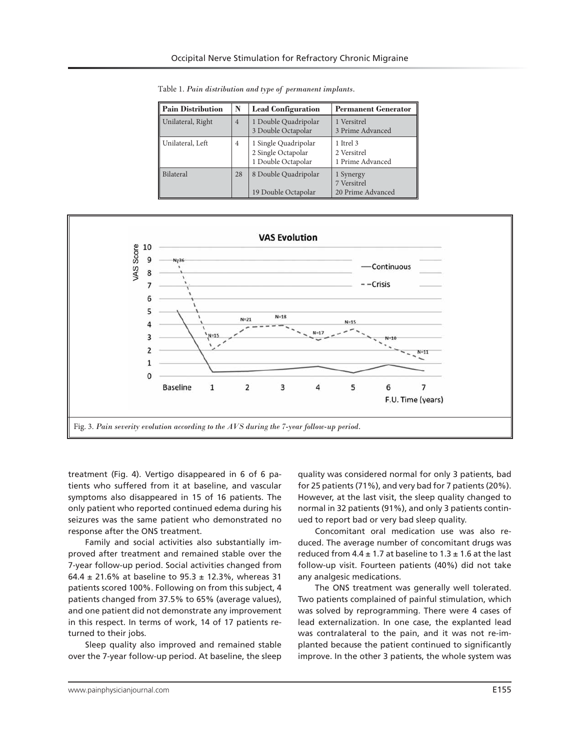Table 1. *Pain distribution and type of permanent implants.*

| Pain Distribution | N | Lead Configuration | Permanent Generator |
|---|---|---|---|
| Unilateral, Right | 4 | 1 Double Quadripolar<br>3 Double Octapolar | 1 Versitrel<br>3 Prime Advanced |
| Unilateral, Left | 4 | 1 Single Quadripolar<br>2 Single Octapolar<br>1 Double Octapolar | 1 Itrel 3<br>2 Versitrel<br>1 Prime Advanced |
| Bilateral | 28 | 8 Double Quadripolar<br>19 Double Octapolar | 1 Synergy<br>7 Versitrel<br>20 Prime Advanced |

Fig. 3. *Pain severity evolution according to the AVS during the 7-year follow-up period.*

treatment (Fig. 4). Vertigo disappeared in 6 of 6 patients who suffered from it at baseline, and vascular symptoms also disappeared in 15 of 16 patients. The only patient who reported continued edema during his seizures was the same patient who demonstrated no response after the ONS treatment.

Family and social activities also substantially improved after treatment and remained stable over the 7-year follow-up period. Social activities changed from 64.4 ± 21.6% at baseline to 95.3 ± 12.3%, whereas 31 patients scored 100%. Following on from this subject, 4 patients changed from 37.5% to 65% (average values), and one patient did not demonstrate any improvement in this respect. In terms of work, 14 of 17 patients returned to their jobs.

Sleep quality also improved and remained stable over the 7-year follow-up period. At baseline, the sleep quality was considered normal for only 3 patients, bad for 25 patients (71%), and very bad for 7 patients (20%). However, at the last visit, the sleep quality changed to normal in 32 patients (91%), and only 3 patients continued to report bad or very bad sleep quality.

Concomitant oral medication use was also reduced. The average number of concomitant drugs was reduced from 4.4 ± 1.7 at baseline to 1.3 ± 1.6 at the last follow-up visit. Fourteen patients (40%) did not take any analgesic medications.

The ONS treatment was generally well tolerated. Two patients complained of painful stimulation, which was solved by reprogramming. There were 4 cases of lead externalization. In one case, the explanted lead was contralateral to the pain, and it was not re-implanted because the patient continued to significantly improve. In the other 3 patients, the whole system was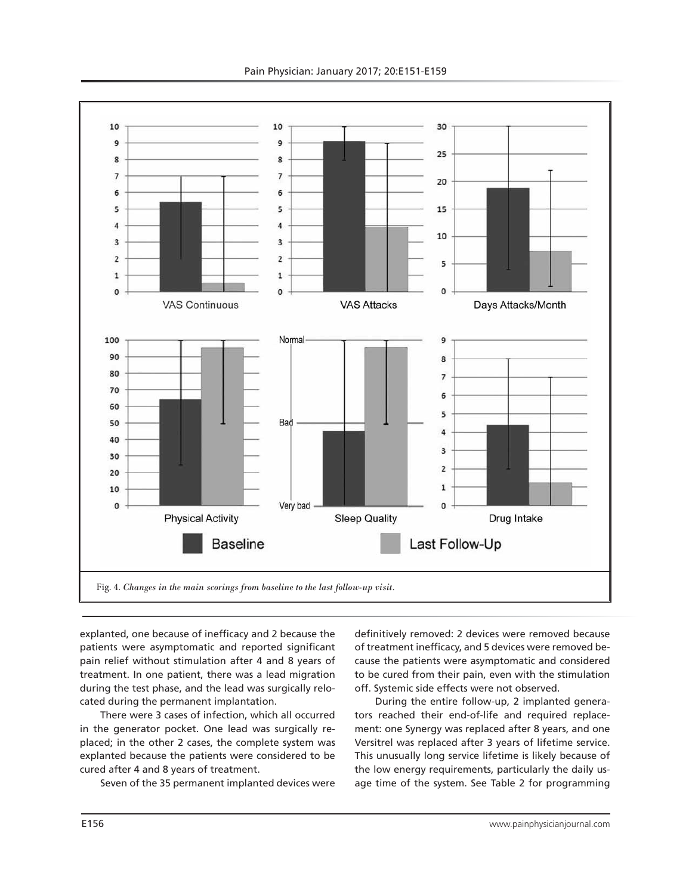Fig. 4. *Changes in the main scorings from baseline to the last follow-up visit.*

explanted, one because of inefficacy and 2 because the patients were asymptomatic and reported significant pain relief without stimulation after 4 and 8 years of treatment. In one patient, there was a lead migration during the test phase, and the lead was surgically relocated during the permanent implantation.

There were 3 cases of infection, which all occurred in the generator pocket. One lead was surgically replaced; in the other 2 cases, the complete system was explanted because the patients were considered to be cured after 4 and 8 years of treatment.

Seven of the 35 permanent implanted devices were definitively removed: 2 devices were removed because of treatment inefficacy, and 5 devices were removed because the patients were asymptomatic and considered to be cured from their pain, even with the stimulation off. Systemic side effects were not observed.

During the entire follow-up, 2 implanted generators reached their end-of-life and required replacement: one Synergy was replaced after 8 years, and one Versitrel was replaced after 3 years of lifetime service. This unusually long service lifetime is likely because of the low energy requirements, particularly the daily usage time of the system. See Table 2 for programming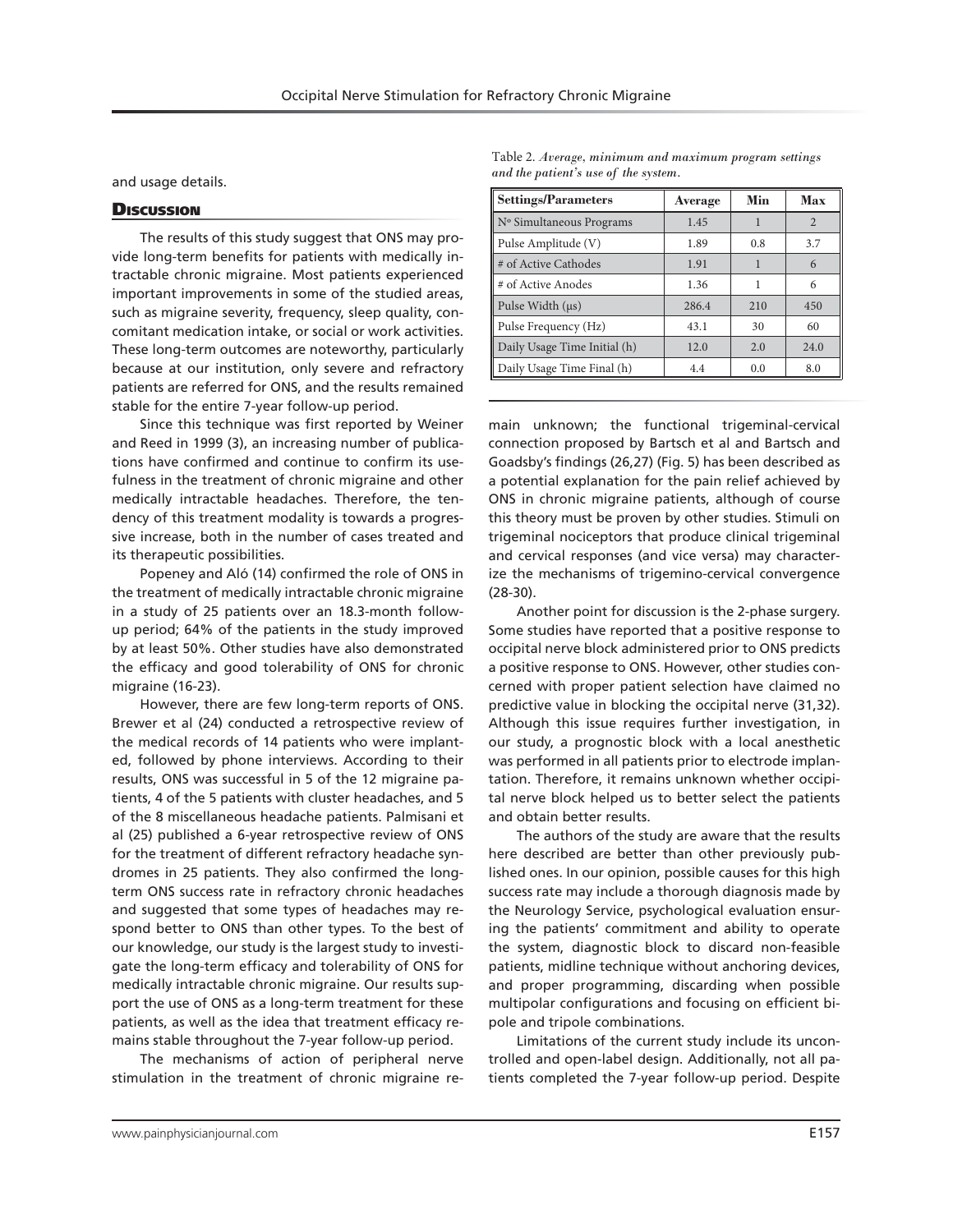and usage details.

Table 2. *Average, minimum and maximum program settings and the patient's use of the system.*

| Settings/Parameters | Average | Min | Max |
|---|---|---|---|
| Nº Simultaneous Programs | 1.45 | 1 | 2 |
| Pulse Amplitude (V) | 1.89 | 0.8 | 3.7 |
| # of Active Cathodes | 1.91 | 1 | 6 |
| # of Active Anodes | 1.36 | 1 | 6 |
| Pulse Width (μs) | 286.4 | 210 | 450 |
| Pulse Frequency (Hz) | 43.1 | 30 | 60 |
| Daily Usage Time Initial (h) | 12.0 | 2.0 | 24.0 |
| Daily Usage Time Final (h) | 4.4 | 0.0 | 8.0 |

## Discussion

The results of this study suggest that ONS may provide long-term benefits for patients with medically intractable chronic migraine. Most patients experienced important improvements in some of the studied areas, such as migraine severity, frequency, sleep quality, concomitant medication intake, or social or work activities. These long-term outcomes are noteworthy, particularly because at our institution, only severe and refractory patients are referred for ONS, and the results remained stable for the entire 7-year follow-up period.

Since this technique was first reported by Weiner and Reed in 1999 (3), an increasing number of publications have confirmed and continue to confirm its usefulness in the treatment of chronic migraine and other medically intractable headaches. Therefore, the tendency of this treatment modality is towards a progressive increase, both in the number of cases treated and its therapeutic possibilities.

Popeney and Aló (14) confirmed the role of ONS in the treatment of medically intractable chronic migraine in a study of 25 patients over an 18.3-month follow-up period; 64% of the patients in the study improved by at least 50%. Other studies have also demonstrated the efficacy and good tolerability of ONS for chronic migraine (16-23).

However, there are few long-term reports of ONS. Brewer et al (24) conducted a retrospective review of the medical records of 14 patients who were implanted, followed by phone interviews. According to their results, ONS was successful in 5 of the 12 migraine patients, 4 of the 5 patients with cluster headaches, and 5 of the 8 miscellaneous headache patients. Palmisani et al (25) published a 6-year retrospective review of ONS for the treatment of different refractory headache syndromes in 25 patients. They also confirmed the long-term ONS success rate in refractory chronic headaches and suggested that some types of headaches may respond better to ONS than other types. To the best of our knowledge, our study is the largest study to investigate the long-term efficacy and tolerability of ONS for medically intractable chronic migraine. Our results support the use of ONS as a long-term treatment for these patients, as well as the idea that treatment efficacy remains stable throughout the 7-year follow-up period.

The mechanisms of action of peripheral nerve stimulation in the treatment of chronic migraine remain unknown; the functional trigeminal-cervical connection proposed by Bartsch et al and Bartsch and Goadsby's findings (26,27) (Fig. 5) has been described as a potential explanation for the pain relief achieved by ONS in chronic migraine patients, although of course this theory must be proven by other studies. Stimuli on trigeminal nociceptors that produce clinical trigeminal and cervical responses (and vice versa) may characterize the mechanisms of trigemino-cervical convergence (28-30).

Another point for discussion is the 2-phase surgery. Some studies have reported that a positive response to occipital nerve block administered prior to ONS predicts a positive response to ONS. However, other studies concerned with proper patient selection have claimed no predictive value in blocking the occipital nerve (31,32). Although this issue requires further investigation, in our study, a prognostic block with a local anesthetic was performed in all patients prior to electrode implantation. Therefore, it remains unknown whether occipital nerve block helped us to better select the patients and obtain better results.

The authors of the study are aware that the results here described are better than other previously published ones. In our opinion, possible causes for this high success rate may include a thorough diagnosis made by the Neurology Service, psychological evaluation ensuring the patients' commitment and ability to operate the system, diagnostic block to discard non-feasible patients, midline technique without anchoring devices, and proper programming, discarding when possible multipolar configurations and focusing on efficient bipole and tripole combinations.

Limitations of the current study include its uncontrolled and open-label design. Additionally, not all patients completed the 7-year follow-up period. Despite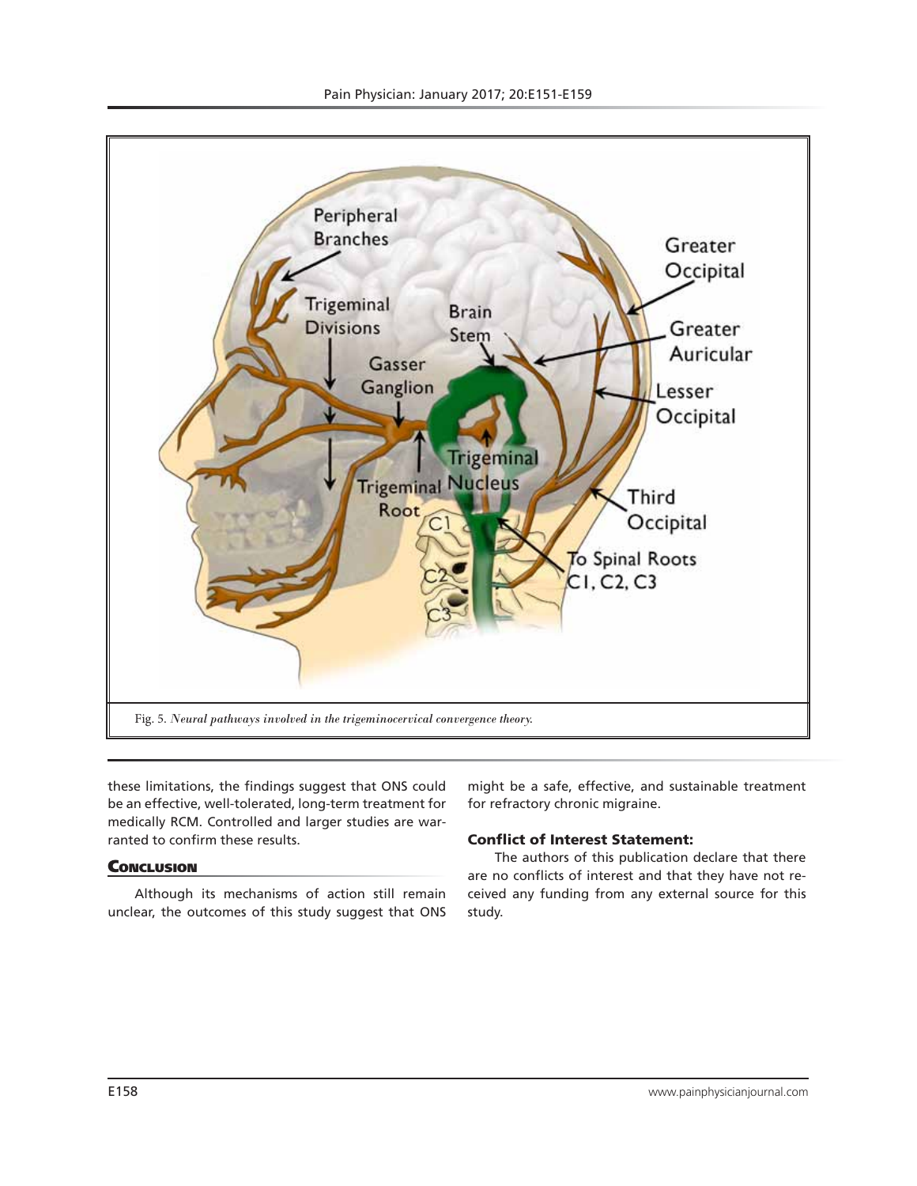Fig. 5. *Neural pathways involved in the trigeminocervical convergence theory.*

these limitations, the findings suggest that ONS could be an effective, well-tolerated, long-term treatment for medically RCM. Controlled and larger studies are warranted to confirm these results.

## Conclusion

Although its mechanisms of action still remain unclear, the outcomes of this study suggest that ONS might be a safe, effective, and sustainable treatment for refractory chronic migraine.

### Conflict of Interest Statement:

The authors of this publication declare that there are no conflicts of interest and that they have not received any funding from any external source for this study.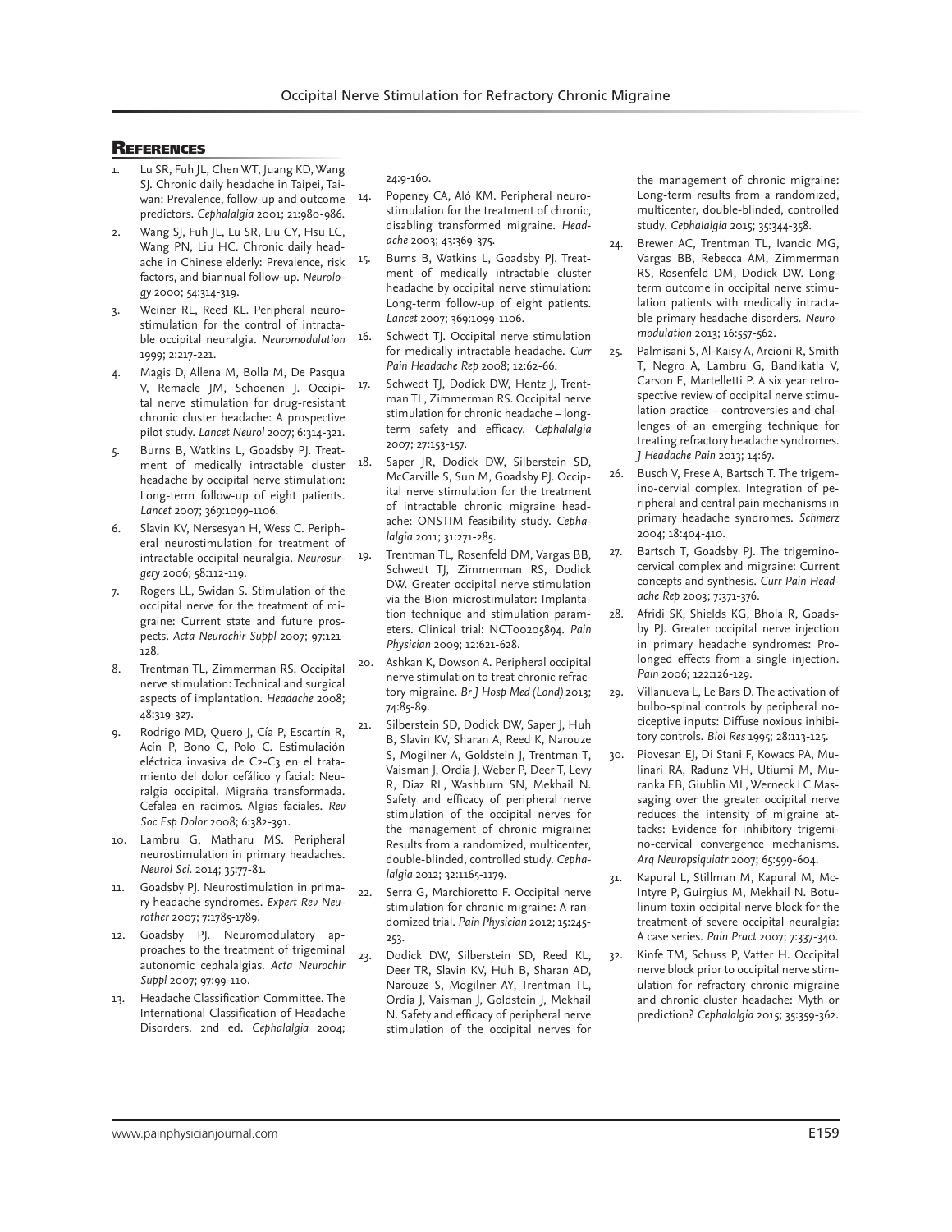## References

1. Lu SR, Fuh JL, Chen WT, Juang KD, Wang SJ. Chronic daily headache in Taipei, Taiwan: Prevalence, follow-up and outcome predictors. *Cephalalgia* 2001; 21:980-986.
2. Wang SJ, Fuh JL, Lu SR, Liu CY, Hsu LC, Wang PN, Liu HC. Chronic daily headache in Chinese elderly: Prevalence, risk factors, and biannual follow-up. *Neurology* 2000; 54:314-319.
3. Weiner RL, Reed KL. Peripheral neurostimulation for the control of intractable occipital neuralgia. *Neuromodulation* 1999; 2:217-221.
4. Magis D, Allena M, Bolla M, De Pasqua V, Remacle JM, Schoenen J. Occipital nerve stimulation for drug-resistant chronic cluster headache: A prospective pilot study. *Lancet Neurol* 2007; 6:314-321.
5. Burns B, Watkins L, Goadsby PJ. Treatment of medically intractable cluster headache by occipital nerve stimulation: Long-term follow-up of eight patients. *Lancet* 2007; 369:1099-1106.
6. Slavin KV, Nersesyan H, Wess C. Peripheral neurostimulation for treatment of intractable occipital neuralgia. *Neurosurgery* 2006; 58:112-119.
7. Rogers LL, Swidan S. Stimulation of the occipital nerve for the treatment of migraine: Current state and future prospects. *Acta Neurochir Suppl* 2007; 97:121-128.
8. Trentman TL, Zimmerman RS. Occipital nerve stimulation: Technical and surgical aspects of implantation. *Headache* 2008; 48:319-327.
9. Rodrigo MD, Quero J, Cía P, Escartín R, Acín P, Bono C, Polo C. Estimulación eléctrica invasiva de C2-C3 en el tratamiento del dolor cefálico y facial: Neuralgia occipital. Migraña transformada. Cefalea en racimos. Algias faciales. *Rev Soc Esp Dolor* 2008; 6:382-391.
10. Lambru G, Matharu MS. Peripheral neurostimulation in primary headaches. *Neurol Sci.* 2014; 35:77-81.
11. Goadsby PJ. Neurostimulation in primary headache syndromes. *Expert Rev Neurother* 2007; 7:1785-1789.
12. Goadsby PJ. Neuromodulatory approaches to the treatment of trigeminal autonomic cephalalgias. *Acta Neurochir Suppl* 2007; 97:99-110.
13. Headache Classification Committee. The International Classification of Headache Disorders. 2nd ed. *Cephalalgia* 2004; 24:9-160.
14. Popeney CA, Aló KM. Peripheral neurostimulation for the treatment of chronic, disabling transformed migraine. *Headache* 2003; 43:369-375.
15. Burns B, Watkins L, Goadsby PJ. Treatment of medically intractable cluster headache by occipital nerve stimulation: Long-term follow-up of eight patients. *Lancet* 2007; 369:1099-1106.
16. Schwedt TJ. Occipital nerve stimulation for medically intractable headache. *Curr Pain Headache Rep* 2008; 12:62-66.
17. Schwedt TJ, Dodick DW, Hentz J, Trentman TL, Zimmerman RS. Occipital nerve stimulation for chronic headache – long-term safety and efficacy. *Cephalalgia* 2007; 27:153-157.
18. Saper JR, Dodick DW, Silberstein SD, McCarville S, Sun M, Goadsby PJ. Occipital nerve stimulation for the treatment of intractable chronic migraine headache: ONSTIM feasibility study. *Cephalalgia* 2011; 31:271-285.
19. Trentman TL, Rosenfeld DM, Vargas BB, Schwedt TJ, Zimmerman RS, Dodick DW. Greater occipital nerve stimulation via the Bion microstimulator: Implantation technique and stimulation parameters. Clinical trial: NCT00205894. *Pain Physician* 2009; 12:621-628.
20. Ashkan K, Dowson A. Peripheral occipital nerve stimulation to treat chronic refractory migraine. *Br J Hosp Med (Lond)* 2013; 74:85-89.
21. Silberstein SD, Dodick DW, Saper J, Huh B, Slavin KV, Sharan A, Reed K, Narouze S, Mogilner A, Goldstein J, Trentman T, Vaisman J, Ordia J, Weber P, Deer T, Levy R, Diaz RL, Washburn SN, Mekhail N. Safety and efficacy of peripheral nerve stimulation of the occipital nerves for the management of chronic migraine: Results from a randomized, multicenter, double-blinded, controlled study. *Cephalalgia* 2012; 32:1165-1179.
22. Serra G, Marchioretto F. Occipital nerve stimulation for chronic migraine: A randomized trial. *Pain Physician* 2012; 15:245-253.
23. Dodick DW, Silberstein SD, Reed KL, Deer TR, Slavin KV, Huh B, Sharan AD, Narouze S, Mogilner AY, Trentman TL, Ordia J, Vaisman J, Goldstein J, Mekhail N. Safety and efficacy of peripheral nerve stimulation of the occipital nerves for the management of chronic migraine: Long-term results from a randomized, multicenter, double-blinded, controlled study. *Cephalalgia* 2015; 35:344-358.
24. Brewer AC, Trentman TL, Ivancic MG, Vargas BB, Rebecca AM, Zimmerman RS, Rosenfeld DM, Dodick DW. Long-term outcome in occipital nerve stimulation patients with medically intractable primary headache disorders. *Neuromodulation* 2013; 16:557-562.
25. Palmisani S, Al-Kaisy A, Arcioni R, Smith T, Negro A, Lambru G, Bandikatla V, Carson E, Martelletti P. A six year retrospective review of occipital nerve stimulation practice – controversies and challenges of an emerging technique for treating refractory headache syndromes. *J Headache Pain* 2013; 14:67.
26. Busch V, Frese A, Bartsch T. The trigemino-cervial complex. Integration of peripheral and central pain mechanisms in primary headache syndromes. *Schmerz* 2004; 18:404-410.
27. Bartsch T, Goadsby PJ. The trigeminocervical complex and migraine: Current concepts and synthesis. *Curr Pain Headache Rep* 2003; 7:371-376.
28. Afridi SK, Shields KG, Bhola R, Goadsby PJ. Greater occipital nerve injection in primary headache syndromes: Prolonged effects from a single injection. *Pain* 2006; 122:126-129.
29. Villanueva L, Le Bars D. The activation of bulbo-spinal controls by peripheral nociceptive inputs: Diffuse noxious inhibitory controls. *Biol Res* 1995; 28:113-125.
30. Piovesan EJ, Di Stani F, Kowacs PA, Mulinari RA, Radunz VH, Utiumi M, Muranka EB, Giublin ML, Werneck LC Massaging over the greater occipital nerve reduces the intensity of migraine attacks: Evidence for inhibitory trigemino-cervical convergence mechanisms. *Arq Neuropsiquiatr* 2007; 65:599-604.
31. Kapural L, Stillman M, Kapural M, McIntyre P, Guirgius M, Mekhail N. Botulinum toxin occipital nerve block for the treatment of severe occipital neuralgia: A case series. *Pain Pract* 2007; 7:337-340.
32. Kinfe TM, Schuss P, Vatter H. Occipital nerve block prior to occipital nerve stimulation for refractory chronic migraine and chronic cluster headache: Myth or prediction? *Cephalalgia* 2015; 35:359-362.